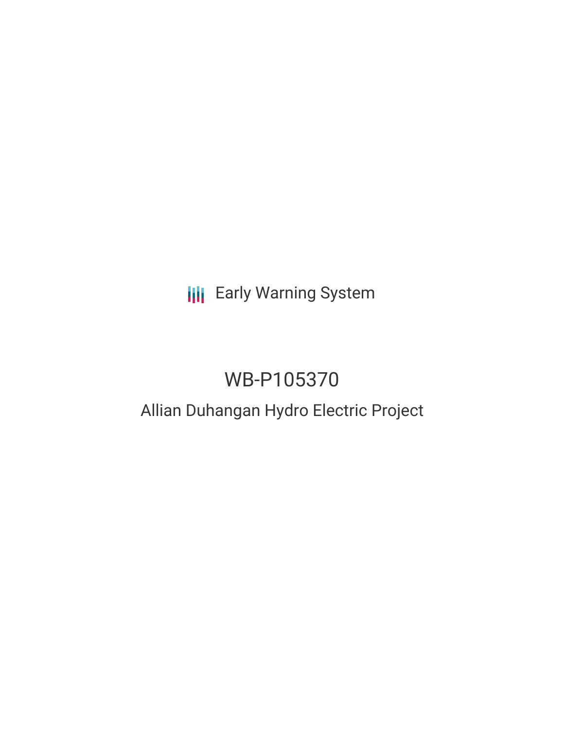Early Warning System

# WB-P105370

## Allian Duhangan Hydro Electric Project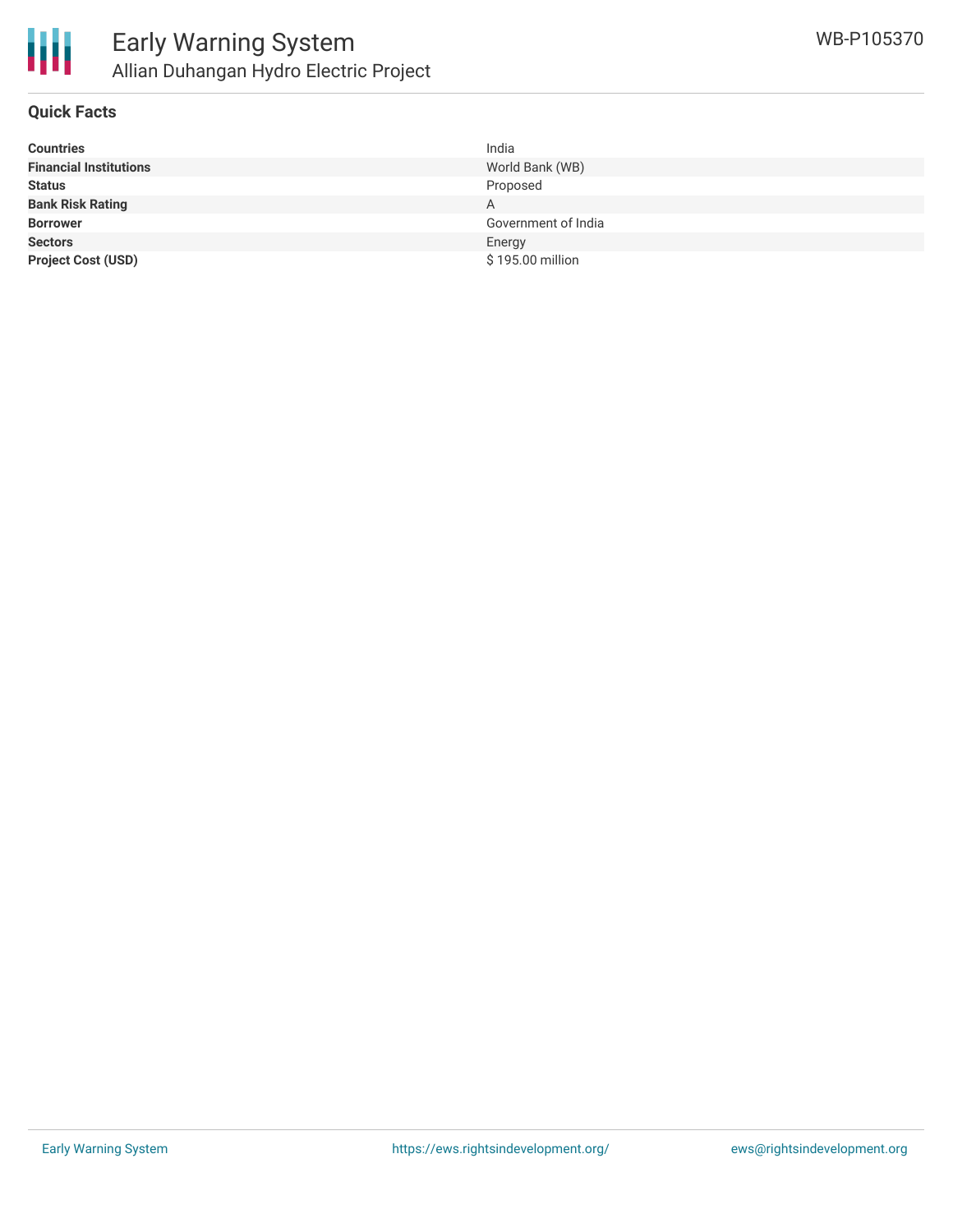# Early Warning System

## Allian Duhangan Hydro Electric Project

WB-P105370

### Quick Facts

| | |
|---|---|
| **Countries** | India |
| **Financial Institutions** | World Bank (WB) |
| **Status** | Proposed |
| **Bank Risk Rating** | A |
| **Borrower** | Government of India |
| **Sectors** | Energy |
| **Project Cost (USD)** | $ 195.00 million |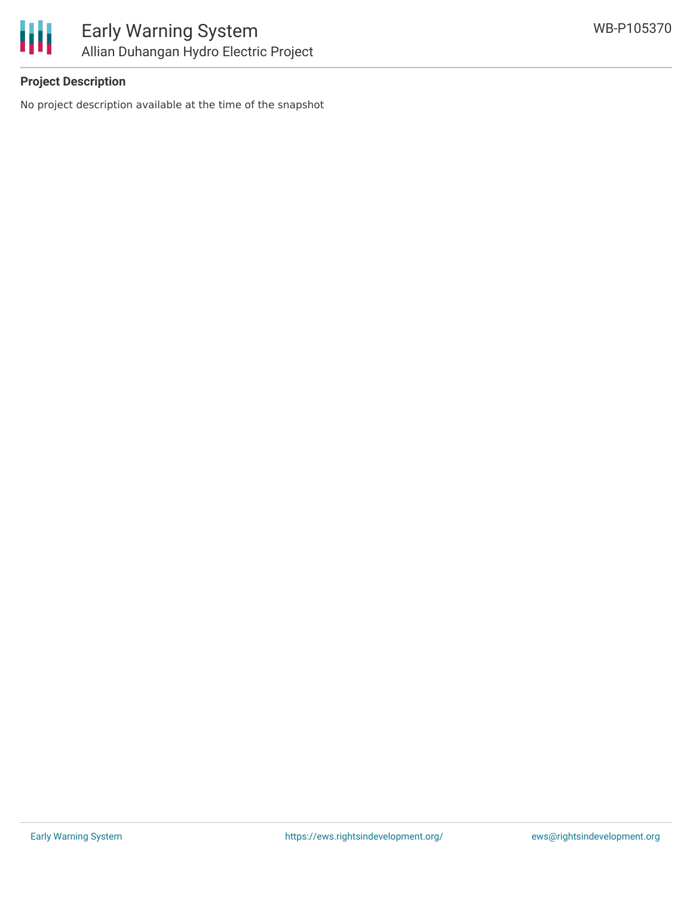### Project Description

No project description available at the time of the snapshot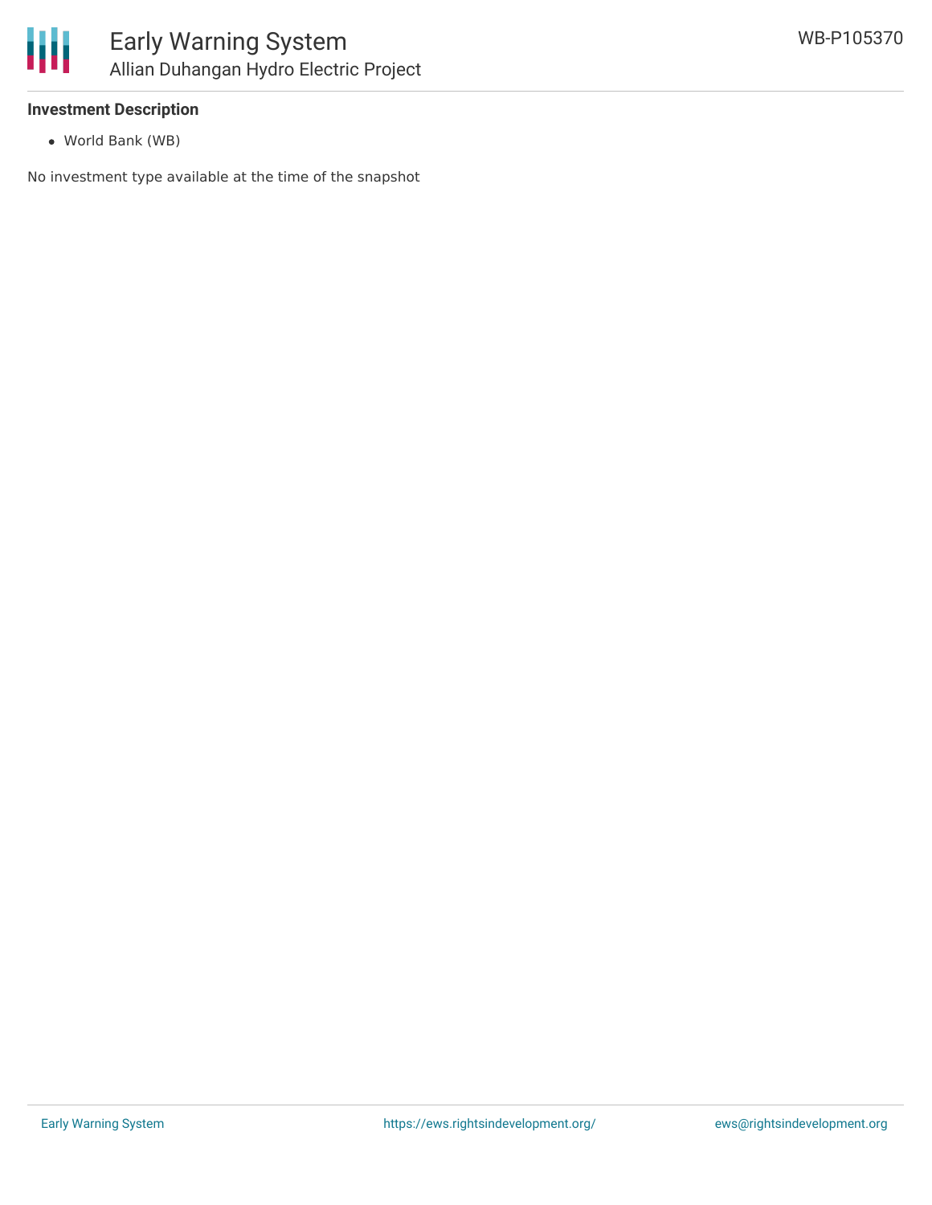### Investment Description

- World Bank (WB)

No investment type available at the time of the snapshot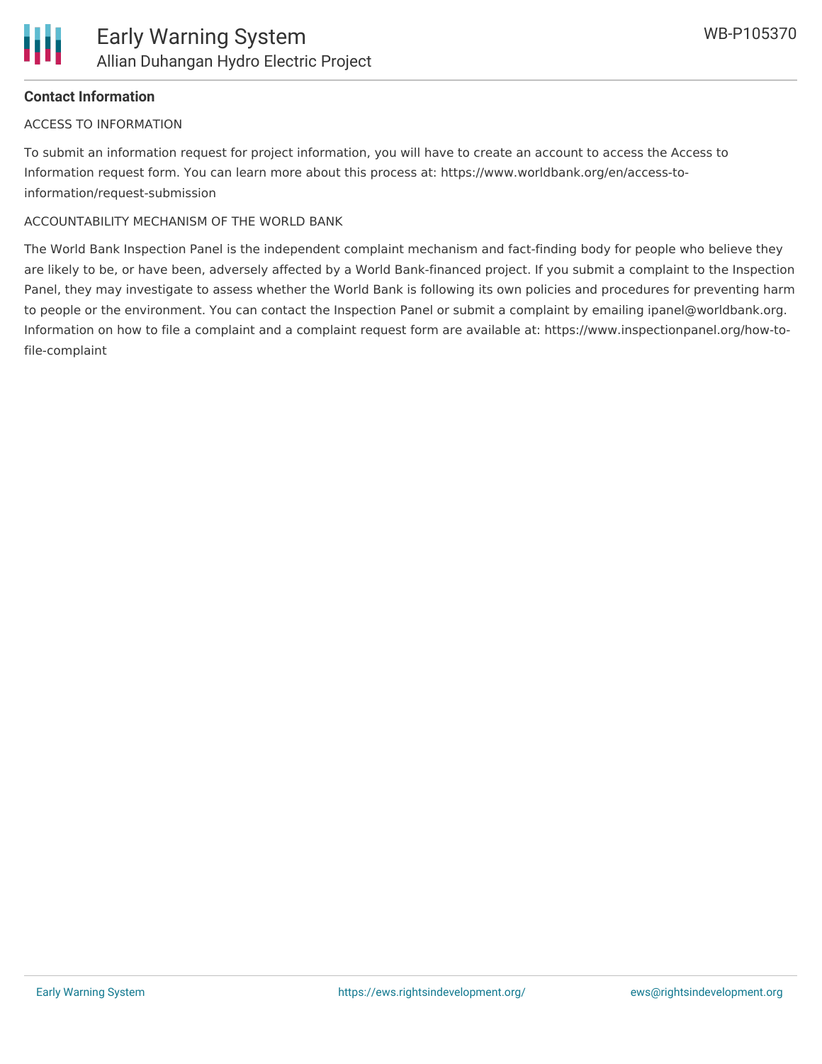## Contact Information

ACCESS TO INFORMATION

To submit an information request for project information, you will have to create an account to access the Access to Information request form. You can learn more about this process at: https://www.worldbank.org/en/access-to-information/request-submission

ACCOUNTABILITY MECHANISM OF THE WORLD BANK

The World Bank Inspection Panel is the independent complaint mechanism and fact-finding body for people who believe they are likely to be, or have been, adversely affected by a World Bank-financed project. If you submit a complaint to the Inspection Panel, they may investigate to assess whether the World Bank is following its own policies and procedures for preventing harm to people or the environment. You can contact the Inspection Panel or submit a complaint by emailing ipanel@worldbank.org. Information on how to file a complaint and a complaint request form are available at: https://www.inspectionpanel.org/how-to-file-complaint